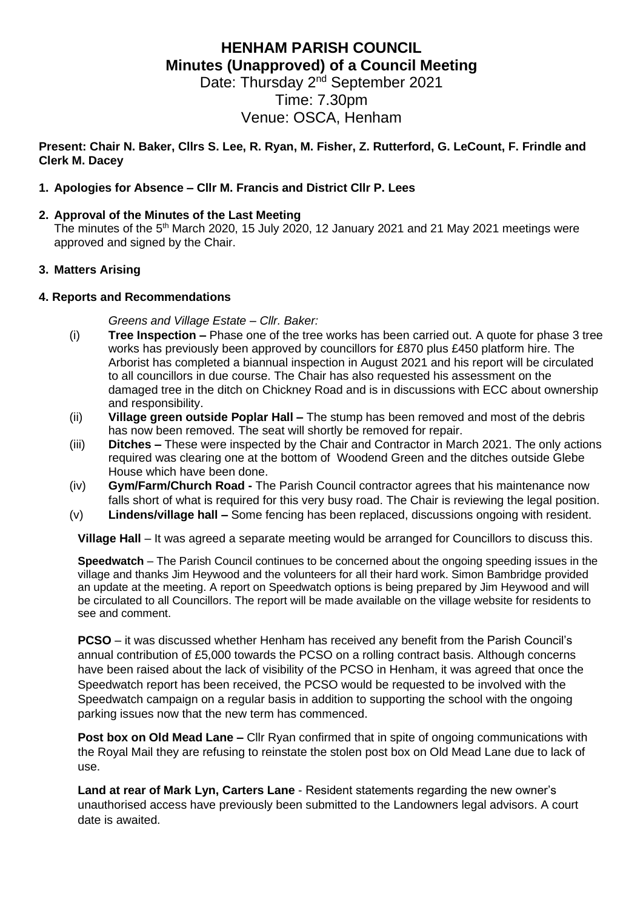# HENHAM PARISH COUNCIL

## Minutes (Unapproved) of a Council Meeting

Date: Thursday 2nd September 2021
Time: 7.30pm
Venue: OSCA, Henham

**Present: Chair N. Baker, Cllrs S. Lee, R. Ryan, M. Fisher, Z. Rutterford, G. LeCount, F. Frindle and Clerk M. Dacey**

1. **Apologies for Absence – Cllr M. Francis and District Cllr P. Lees**

2. **Approval of the Minutes of the Last Meeting**
   The minutes of the 5th March 2020, 15 July 2020, 12 January 2021 and 21 May 2021 meetings were approved and signed by the Chair.

3. **Matters Arising**

4. **Reports and Recommendations**

*Greens and Village Estate – Cllr. Baker:*

(i) **Tree Inspection –** Phase one of the tree works has been carried out. A quote for phase 3 tree works has previously been approved by councillors for £870 plus £450 platform hire. The Arborist has completed a biannual inspection in August 2021 and his report will be circulated to all councillors in due course. The Chair has also requested his assessment on the damaged tree in the ditch on Chickney Road and is in discussions with ECC about ownership and responsibility.

(ii) **Village green outside Poplar Hall –** The stump has been removed and most of the debris has now been removed. The seat will shortly be removed for repair.

(iii) **Ditches –** These were inspected by the Chair and Contractor in March 2021. The only actions required was clearing one at the bottom of Woodend Green and the ditches outside Glebe House which have been done.

(iv) **Gym/Farm/Church Road -** The Parish Council contractor agrees that his maintenance now falls short of what is required for this very busy road. The Chair is reviewing the legal position.

(v) **Lindens/village hall –** Some fencing has been replaced, discussions ongoing with resident.

**Village Hall** – It was agreed a separate meeting would be arranged for Councillors to discuss this.

**Speedwatch** – The Parish Council continues to be concerned about the ongoing speeding issues in the village and thanks Jim Heywood and the volunteers for all their hard work. Simon Bambridge provided an update at the meeting. A report on Speedwatch options is being prepared by Jim Heywood and will be circulated to all Councillors. The report will be made available on the village website for residents to see and comment.

**PCSO** – it was discussed whether Henham has received any benefit from the Parish Council's annual contribution of £5,000 towards the PCSO on a rolling contract basis. Although concerns have been raised about the lack of visibility of the PCSO in Henham, it was agreed that once the Speedwatch report has been received, the PCSO would be requested to be involved with the Speedwatch campaign on a regular basis in addition to supporting the school with the ongoing parking issues now that the new term has commenced.

**Post box on Old Mead Lane –** Cllr Ryan confirmed that in spite of ongoing communications with the Royal Mail they are refusing to reinstate the stolen post box on Old Mead Lane due to lack of use.

**Land at rear of Mark Lyn, Carters Lane** - Resident statements regarding the new owner's unauthorised access have previously been submitted to the Landowners legal advisors. A court date is awaited.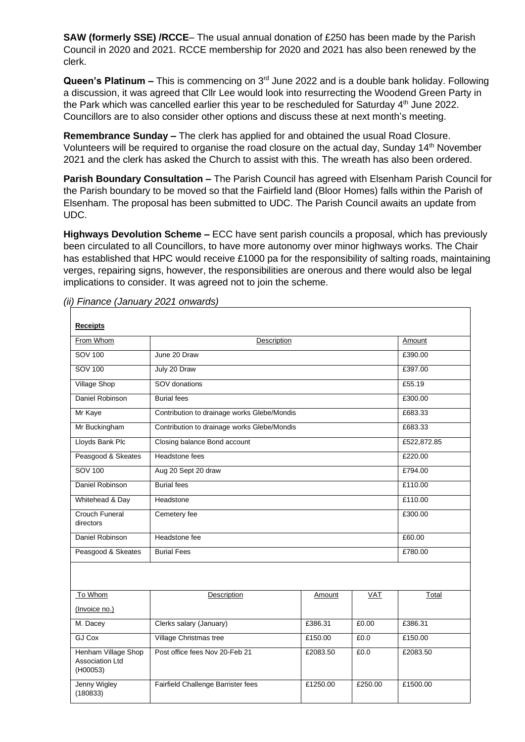**SAW (formerly SSE) /RCCE**– The usual annual donation of £250 has been made by the Parish Council in 2020 and 2021. RCCE membership for 2020 and 2021 has also been renewed by the clerk.

**Queen's Platinum –** This is commencing on 3rd June 2022 and is a double bank holiday. Following a discussion, it was agreed that Cllr Lee would look into resurrecting the Woodend Green Party in the Park which was cancelled earlier this year to be rescheduled for Saturday 4th June 2022. Councillors are to also consider other options and discuss these at next month's meeting.

**Remembrance Sunday –** The clerk has applied for and obtained the usual Road Closure. Volunteers will be required to organise the road closure on the actual day, Sunday 14th November 2021 and the clerk has asked the Church to assist with this. The wreath has also been ordered.

**Parish Boundary Consultation –** The Parish Council has agreed with Elsenham Parish Council for the Parish boundary to be moved so that the Fairfield land (Bloor Homes) falls within the Parish of Elsenham. The proposal has been submitted to UDC. The Parish Council awaits an update from UDC.

**Highways Devolution Scheme –** ECC have sent parish councils a proposal, which has previously been circulated to all Councillors, to have more autonomy over minor highways works. The Chair has established that HPC would receive £1000 pa for the responsibility of salting roads, maintaining verges, repairing signs, however, the responsibilities are onerous and there would also be legal implications to consider. It was agreed not to join the scheme.

*(ii) Finance (January 2021 onwards)*

**Receipts**

| From Whom | Description | Amount |
|---|---|---|
| SOV 100 | June 20 Draw | £390.00 |
| SOV 100 | July 20 Draw | £397.00 |
| Village Shop | SOV donations | £55.19 |
| Daniel Robinson | Burial fees | £300.00 |
| Mr Kaye | Contribution to drainage works Glebe/Mondis | £683.33 |
| Mr Buckingham | Contribution to drainage works Glebe/Mondis | £683.33 |
| Lloyds Bank Plc | Closing balance Bond account | £522,872.85 |
| Peasgood & Skeates | Headstone fees | £220.00 |
| SOV 100 | Aug 20 Sept 20 draw | £794.00 |
| Daniel Robinson | Burial fees | £110.00 |
| Whitehead & Day | Headstone | £110.00 |
| Crouch Funeral directors | Cemetery fee | £300.00 |
| Daniel Robinson | Headstone fee | £60.00 |
| Peasgood & Skeates | Burial Fees | £780.00 |

| To Whom (Invoice no.) | Description | Amount | VAT | Total |
|---|---|---|---|---|
| M. Dacey | Clerks salary (January) | £386.31 | £0.00 | £386.31 |
| GJ Cox | Village Christmas tree | £150.00 | £0.0 | £150.00 |
| Henham Village Shop Association Ltd (H00053) | Post office fees Nov 20-Feb 21 | £2083.50 | £0.0 | £2083.50 |
| Jenny Wigley (180833) | Fairfield Challenge Barrister fees | £1250.00 | £250.00 | £1500.00 |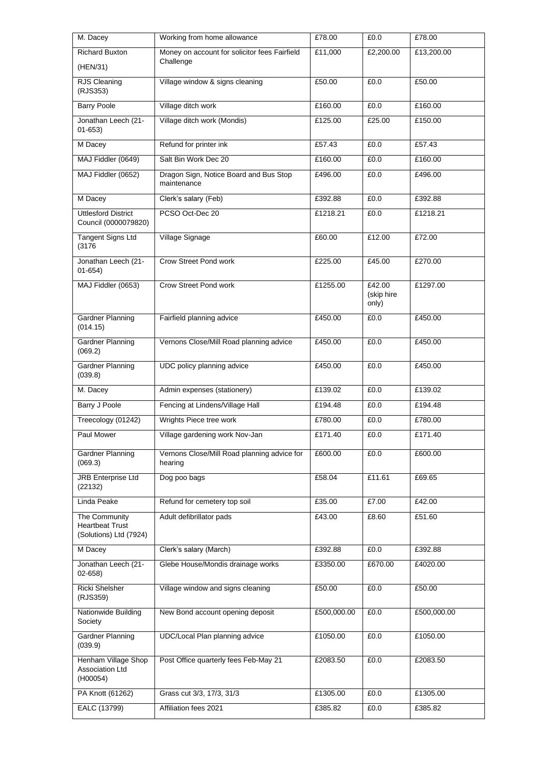| M. Dacey | Working from home allowance | £78.00 | £0.0 | £78.00 |
|---|---|---|---|---|
| Richard Buxton (HEN/31) | Money on account for solicitor fees Fairfield Challenge | £11,000 | £2,200.00 | £13,200.00 |
| RJS Cleaning (RJS353) | Village window & signs cleaning | £50.00 | £0.0 | £50.00 |
| Barry Poole | Village ditch work | £160.00 | £0.0 | £160.00 |
| Jonathan Leech (21-01-653) | Village ditch work (Mondis) | £125.00 | £25.00 | £150.00 |
| M Dacey | Refund for printer ink | £57.43 | £0.0 | £57.43 |
| MAJ Fiddler (0649) | Salt Bin Work Dec 20 | £160.00 | £0.0 | £160.00 |
| MAJ Fiddler (0652) | Dragon Sign, Notice Board and Bus Stop maintenance | £496.00 | £0.0 | £496.00 |
| M Dacey | Clerk's salary (Feb) | £392.88 | £0.0 | £392.88 |
| Uttlesford District Council (0000079820) | PCSO Oct-Dec 20 | £1218.21 | £0.0 | £1218.21 |
| Tangent Signs Ltd (3176 | Village Signage | £60.00 | £12.00 | £72.00 |
| Jonathan Leech (21-01-654) | Crow Street Pond work | £225.00 | £45.00 | £270.00 |
| MAJ Fiddler (0653) | Crow Street Pond work | £1255.00 | £42.00 (skip hire only) | £1297.00 |
| Gardner Planning (014.15) | Fairfield planning advice | £450.00 | £0.0 | £450.00 |
| Gardner Planning (069.2) | Vernons Close/Mill Road planning advice | £450.00 | £0.0 | £450.00 |
| Gardner Planning (039.8) | UDC policy planning advice | £450.00 | £0.0 | £450.00 |
| M. Dacey | Admin expenses (stationery) | £139.02 | £0.0 | £139.02 |
| Barry J Poole | Fencing at Lindens/Village Hall | £194.48 | £0.0 | £194.48 |
| Treecology (01242) | Wrights Piece tree work | £780.00 | £0.0 | £780.00 |
| Paul Mower | Village gardening work Nov-Jan | £171.40 | £0.0 | £171.40 |
| Gardner Planning (069.3) | Vernons Close/Mill Road planning advice for hearing | £600.00 | £0.0 | £600.00 |
| JRB Enterprise Ltd (22132) | Dog poo bags | £58.04 | £11.61 | £69.65 |
| Linda Peake | Refund for cemetery top soil | £35.00 | £7.00 | £42.00 |
| The Community Heartbeat Trust (Solutions) Ltd (7924) | Adult defibrillator pads | £43.00 | £8.60 | £51.60 |
| M Dacey | Clerk's salary (March) | £392.88 | £0.0 | £392.88 |
| Jonathan Leech (21-02-658) | Glebe House/Mondis drainage works | £3350.00 | £670.00 | £4020.00 |
| Ricki Shelsher (RJS359) | Village window and signs cleaning | £50.00 | £0.0 | £50.00 |
| Nationwide Building Society | New Bond account opening deposit | £500,000.00 | £0.0 | £500,000.00 |
| Gardner Planning (039.9) | UDC/Local Plan planning advice | £1050.00 | £0.0 | £1050.00 |
| Henham Village Shop Association Ltd (H00054) | Post Office quarterly fees Feb-May 21 | £2083.50 | £0.0 | £2083.50 |
| PA Knott (61262) | Grass cut 3/3, 17/3, 31/3 | £1305.00 | £0.0 | £1305.00 |
| EALC (13799) | Affiliation fees 2021 | £385.82 | £0.0 | £385.82 |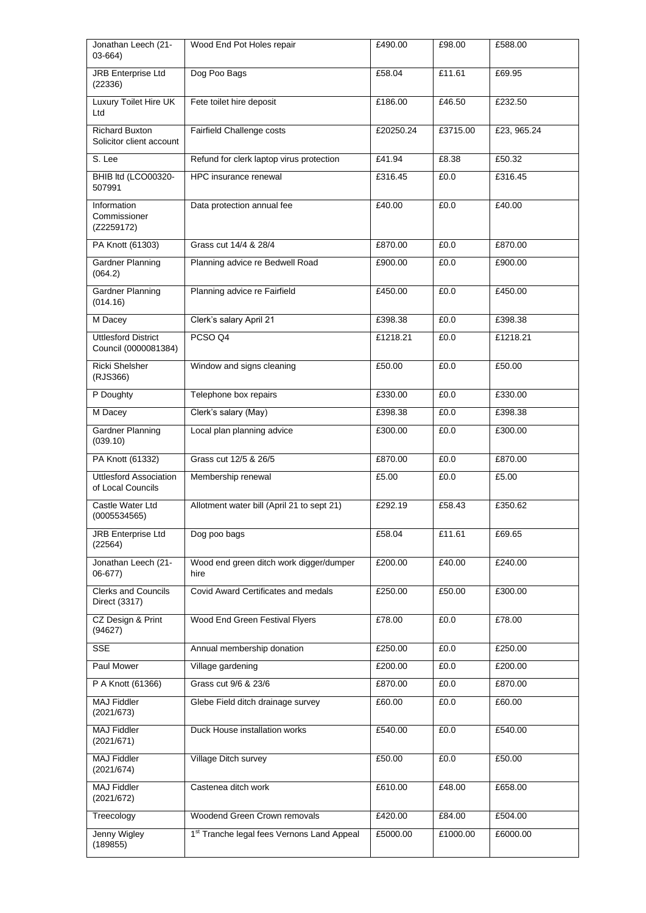| Jonathan Leech (21-03-664) | Wood End Pot Holes repair | £490.00 | £98.00 | £588.00 |
|---|---|---|---|---|
| JRB Enterprise Ltd (22336) | Dog Poo Bags | £58.04 | £11.61 | £69.95 |
| Luxury Toilet Hire UK Ltd | Fete toilet hire deposit | £186.00 | £46.50 | £232.50 |
| Richard Buxton Solicitor client account | Fairfield Challenge costs | £20250.24 | £3715.00 | £23, 965.24 |
| S. Lee | Refund for clerk laptop virus protection | £41.94 | £8.38 | £50.32 |
| BHIB ltd (LCO00320-507991 | HPC insurance renewal | £316.45 | £0.0 | £316.45 |
| Information Commissioner (Z2259172) | Data protection annual fee | £40.00 | £0.0 | £40.00 |
| PA Knott (61303) | Grass cut 14/4 & 28/4 | £870.00 | £0.0 | £870.00 |
| Gardner Planning (064.2) | Planning advice re Bedwell Road | £900.00 | £0.0 | £900.00 |
| Gardner Planning (014.16) | Planning advice re Fairfield | £450.00 | £0.0 | £450.00 |
| M Dacey | Clerk's salary April 21 | £398.38 | £0.0 | £398.38 |
| Uttlesford District Council (0000081384) | PCSO Q4 | £1218.21 | £0.0 | £1218.21 |
| Ricki Shelsher (RJS366) | Window and signs cleaning | £50.00 | £0.0 | £50.00 |
| P Doughty | Telephone box repairs | £330.00 | £0.0 | £330.00 |
| M Dacey | Clerk's salary (May) | £398.38 | £0.0 | £398.38 |
| Gardner Planning (039.10) | Local plan planning advice | £300.00 | £0.0 | £300.00 |
| PA Knott (61332) | Grass cut 12/5 & 26/5 | £870.00 | £0.0 | £870.00 |
| Uttlesford Association of Local Councils | Membership renewal | £5.00 | £0.0 | £5.00 |
| Castle Water Ltd (0005534565) | Allotment water bill (April 21 to sept 21) | £292.19 | £58.43 | £350.62 |
| JRB Enterprise Ltd (22564) | Dog poo bags | £58.04 | £11.61 | £69.65 |
| Jonathan Leech (21-06-677) | Wood end green ditch work digger/dumper hire | £200.00 | £40.00 | £240.00 |
| Clerks and Councils Direct (3317) | Covid Award Certificates and medals | £250.00 | £50.00 | £300.00 |
| CZ Design & Print (94627) | Wood End Green Festival Flyers | £78.00 | £0.0 | £78.00 |
| SSE | Annual membership donation | £250.00 | £0.0 | £250.00 |
| Paul Mower | Village gardening | £200.00 | £0.0 | £200.00 |
| P A Knott (61366) | Grass cut 9/6 & 23/6 | £870.00 | £0.0 | £870.00 |
| MAJ Fiddler (2021/673) | Glebe Field ditch drainage survey | £60.00 | £0.0 | £60.00 |
| MAJ Fiddler (2021/671) | Duck House installation works | £540.00 | £0.0 | £540.00 |
| MAJ Fiddler (2021/674) | Village Ditch survey | £50.00 | £0.0 | £50.00 |
| MAJ Fiddler (2021/672) | Castenea ditch work | £610.00 | £48.00 | £658.00 |
| Treecology | Woodend Green Crown removals | £420.00 | £84.00 | £504.00 |
| Jenny Wigley (189855) | 1st Tranche legal fees Vernons Land Appeal | £5000.00 | £1000.00 | £6000.00 |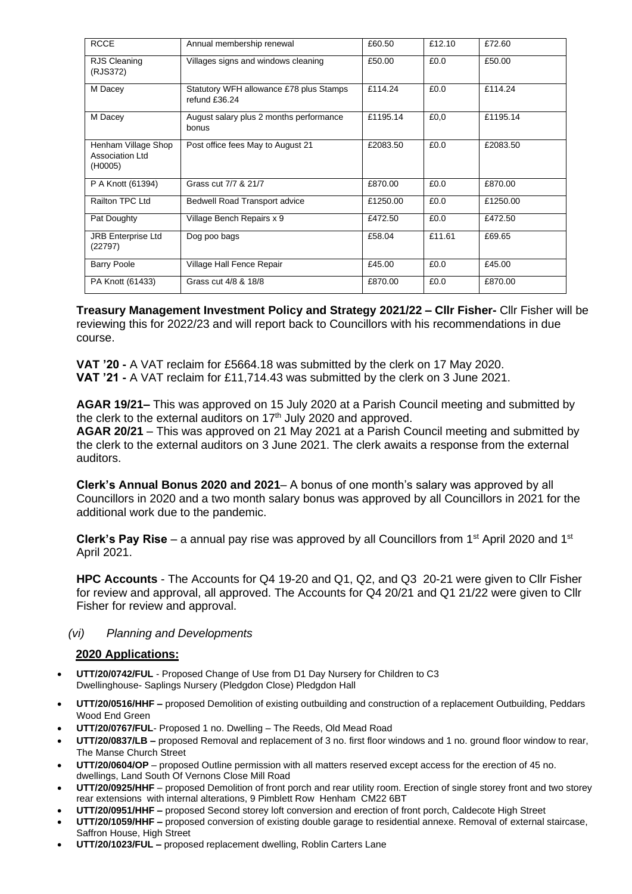| RCCE | Annual membership renewal | £60.50 | £12.10 | £72.60 |
|---|---|---|---|---|
| RJS Cleaning (RJS372) | Villages signs and windows cleaning | £50.00 | £0.0 | £50.00 |
| M Dacey | Statutory WFH allowance £78 plus Stamps refund £36.24 | £114.24 | £0.0 | £114.24 |
| M Dacey | August salary plus 2 months performance bonus | £1195.14 | £0,0 | £1195.14 |
| Henham Village Shop Association Ltd (H0005) | Post office fees May to August 21 | £2083.50 | £0.0 | £2083.50 |
| P A Knott (61394) | Grass cut 7/7 & 21/7 | £870.00 | £0.0 | £870.00 |
| Railton TPC Ltd | Bedwell Road Transport advice | £1250.00 | £0.0 | £1250.00 |
| Pat Doughty | Village Bench Repairs x 9 | £472.50 | £0.0 | £472.50 |
| JRB Enterprise Ltd (22797) | Dog poo bags | £58.04 | £11.61 | £69.65 |
| Barry Poole | Village Hall Fence Repair | £45.00 | £0.0 | £45.00 |
| PA Knott (61433) | Grass cut 4/8 & 18/8 | £870.00 | £0.0 | £870.00 |

**Treasury Management Investment Policy and Strategy 2021/22 – Cllr Fisher-** Cllr Fisher will be reviewing this for 2022/23 and will report back to Councillors with his recommendations in due course.

**VAT '20 -** A VAT reclaim for £5664.18 was submitted by the clerk on 17 May 2020.
**VAT '21 -** A VAT reclaim for £11,714.43 was submitted by the clerk on 3 June 2021.

**AGAR 19/21–** This was approved on 15 July 2020 at a Parish Council meeting and submitted by the clerk to the external auditors on 17th July 2020 and approved.
**AGAR 20/21** – This was approved on 21 May 2021 at a Parish Council meeting and submitted by the clerk to the external auditors on 3 June 2021. The clerk awaits a response from the external auditors.

**Clerk's Annual Bonus 2020 and 2021**– A bonus of one month's salary was approved by all Councillors in 2020 and a two month salary bonus was approved by all Councillors in 2021 for the additional work due to the pandemic.

**Clerk's Pay Rise** – a annual pay rise was approved by all Councillors from 1st April 2020 and 1st April 2021.

**HPC Accounts** - The Accounts for Q4 19-20 and Q1, Q2, and Q3 20-21 were given to Cllr Fisher for review and approval, all approved. The Accounts for Q4 20/21 and Q1 21/22 were given to Cllr Fisher for review and approval.

*(vi) Planning and Developments*

**2020 Applications:**

- **UTT/20/0742/FUL** - Proposed Change of Use from D1 Day Nursery for Children to C3 Dwellinghouse- Saplings Nursery (Pledgdon Close) Pledgdon Hall
- **UTT/20/0516/HHF –** proposed Demolition of existing outbuilding and construction of a replacement Outbuilding, Peddars Wood End Green
- **UTT/20/0767/FUL**- Proposed 1 no. Dwelling – The Reeds, Old Mead Road
- **UTT/20/0837/LB –** proposed Removal and replacement of 3 no. first floor windows and 1 no. ground floor window to rear, The Manse Church Street
- **UTT/20/0604/OP** – proposed Outline permission with all matters reserved except access for the erection of 45 no. dwellings, Land South Of Vernons Close Mill Road
- **UTT/20/0925/HHF** – proposed Demolition of front porch and rear utility room. Erection of single storey front and two storey rear extensions with internal alterations, 9 Pimblett Row Henham CM22 6BT
- **UTT/20/0951/HHF –** proposed Second storey loft conversion and erection of front porch, Caldecote High Street
- **UTT/20/1059/HHF –** proposed conversion of existing double garage to residential annexe. Removal of external staircase, Saffron House, High Street
- **UTT/20/1023/FUL –** proposed replacement dwelling, Roblin Carters Lane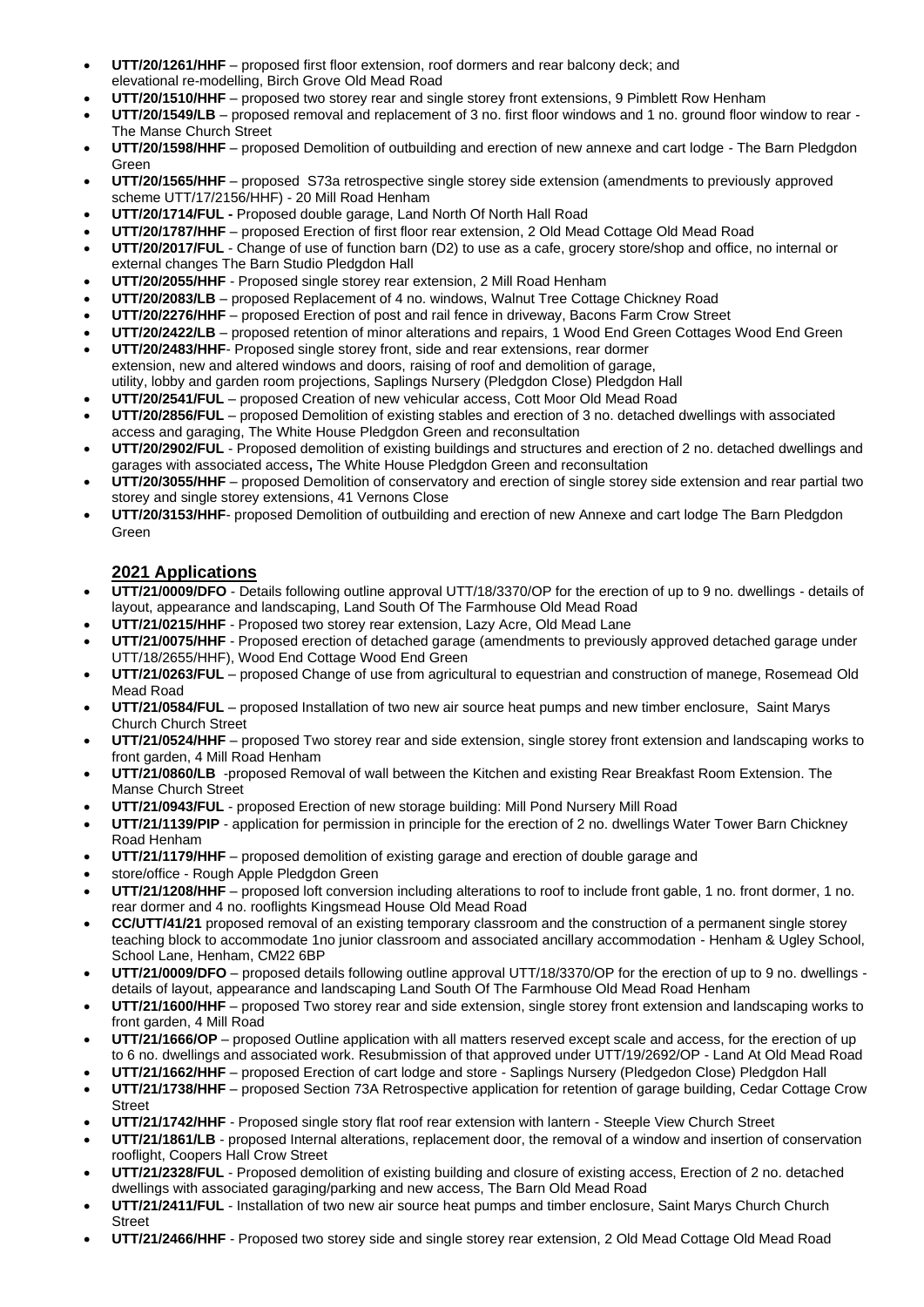- **UTT/20/1261/HHF** – proposed first floor extension, roof dormers and rear balcony deck; and elevational re-modelling, Birch Grove Old Mead Road
- **UTT/20/1510/HHF** – proposed two storey rear and single storey front extensions, 9 Pimblett Row Henham
- **UTT/20/1549/LB** – proposed removal and replacement of 3 no. first floor windows and 1 no. ground floor window to rear - The Manse Church Street
- **UTT/20/1598/HHF** – proposed Demolition of outbuilding and erection of new annexe and cart lodge - The Barn Pledgdon Green
- **UTT/20/1565/HHF** – proposed S73a retrospective single storey side extension (amendments to previously approved scheme UTT/17/2156/HHF) - 20 Mill Road Henham
- **UTT/20/1714/FUL -** Proposed double garage, Land North Of North Hall Road
- **UTT/20/1787/HHF** – proposed Erection of first floor rear extension, 2 Old Mead Cottage Old Mead Road
- **UTT/20/2017/FUL** - Change of use of function barn (D2) to use as a cafe, grocery store/shop and office, no internal or external changes The Barn Studio Pledgdon Hall
- **UTT/20/2055/HHF** - Proposed single storey rear extension, 2 Mill Road Henham
- **UTT/20/2083/LB** – proposed Replacement of 4 no. windows, Walnut Tree Cottage Chickney Road
- **UTT/20/2276/HHF** – proposed Erection of post and rail fence in driveway, Bacons Farm Crow Street
- **UTT/20/2422/LB** – proposed retention of minor alterations and repairs, 1 Wood End Green Cottages Wood End Green
- **UTT/20/2483/HHF**- Proposed single storey front, side and rear extensions, rear dormer extension, new and altered windows and doors, raising of roof and demolition of garage, utility, lobby and garden room projections, Saplings Nursery (Pledgdon Close) Pledgdon Hall
- **UTT/20/2541/FUL** – proposed Creation of new vehicular access, Cott Moor Old Mead Road
- **UTT/20/2856/FUL** – proposed Demolition of existing stables and erection of 3 no. detached dwellings with associated access and garaging, The White House Pledgdon Green and reconsultation
- **UTT/20/2902/FUL** - Proposed demolition of existing buildings and structures and erection of 2 no. detached dwellings and garages with associated access**,** The White House Pledgdon Green and reconsultation
- **UTT/20/3055/HHF** – proposed Demolition of conservatory and erection of single storey side extension and rear partial two storey and single storey extensions, 41 Vernons Close
- **UTT/20/3153/HHF**- proposed Demolition of outbuilding and erection of new Annexe and cart lodge The Barn Pledgdon Green

## 2021 Applications

- **UTT/21/0009/DFO** - Details following outline approval UTT/18/3370/OP for the erection of up to 9 no. dwellings - details of layout, appearance and landscaping, Land South Of The Farmhouse Old Mead Road
- **UTT/21/0215/HHF** - Proposed two storey rear extension, Lazy Acre, Old Mead Lane
- **UTT/21/0075/HHF** - Proposed erection of detached garage (amendments to previously approved detached garage under UTT/18/2655/HHF), Wood End Cottage Wood End Green
- **UTT/21/0263/FUL** – proposed Change of use from agricultural to equestrian and construction of manege, Rosemead Old Mead Road
- **UTT/21/0584/FUL** – proposed Installation of two new air source heat pumps and new timber enclosure, Saint Marys Church Church Street
- **UTT/21/0524/HHF** – proposed Two storey rear and side extension, single storey front extension and landscaping works to front garden, 4 Mill Road Henham
- **UTT/21/0860/LB** -proposed Removal of wall between the Kitchen and existing Rear Breakfast Room Extension. The Manse Church Street
- **UTT/21/0943/FUL** - proposed Erection of new storage building: Mill Pond Nursery Mill Road
- **UTT/21/1139/PIP** - application for permission in principle for the erection of 2 no. dwellings Water Tower Barn Chickney Road Henham
- **UTT/21/1179/HHF** – proposed demolition of existing garage and erection of double garage and
- store/office - Rough Apple Pledgdon Green
- **UTT/21/1208/HHF** – proposed loft conversion including alterations to roof to include front gable, 1 no. front dormer, 1 no. rear dormer and 4 no. rooflights Kingsmead House Old Mead Road
- **CC/UTT/41/21** proposed removal of an existing temporary classroom and the construction of a permanent single storey teaching block to accommodate 1no junior classroom and associated ancillary accommodation - Henham & Ugley School, School Lane, Henham, CM22 6BP
- **UTT/21/0009/DFO** – proposed details following outline approval UTT/18/3370/OP for the erection of up to 9 no. dwellings - details of layout, appearance and landscaping Land South Of The Farmhouse Old Mead Road Henham
- **UTT/21/1600/HHF** – proposed Two storey rear and side extension, single storey front extension and landscaping works to front garden, 4 Mill Road
- **UTT/21/1666/OP** – proposed Outline application with all matters reserved except scale and access, for the erection of up to 6 no. dwellings and associated work. Resubmission of that approved under UTT/19/2692/OP - Land At Old Mead Road
- **UTT/21/1662/HHF** – proposed Erection of cart lodge and store - Saplings Nursery (Pledgedon Close) Pledgdon Hall
- **UTT/21/1738/HHF** – proposed Section 73A Retrospective application for retention of garage building, Cedar Cottage Crow Street
- **UTT/21/1742/HHF** - Proposed single story flat roof rear extension with lantern - Steeple View Church Street
- **UTT/21/1861/LB** - proposed Internal alterations, replacement door, the removal of a window and insertion of conservation rooflight, Coopers Hall Crow Street
- **UTT/21/2328/FUL** - Proposed demolition of existing building and closure of existing access, Erection of 2 no. detached dwellings with associated garaging/parking and new access, The Barn Old Mead Road
- **UTT/21/2411/FUL** - Installation of two new air source heat pumps and timber enclosure, Saint Marys Church Church Street
- **UTT/21/2466/HHF** - Proposed two storey side and single storey rear extension, 2 Old Mead Cottage Old Mead Road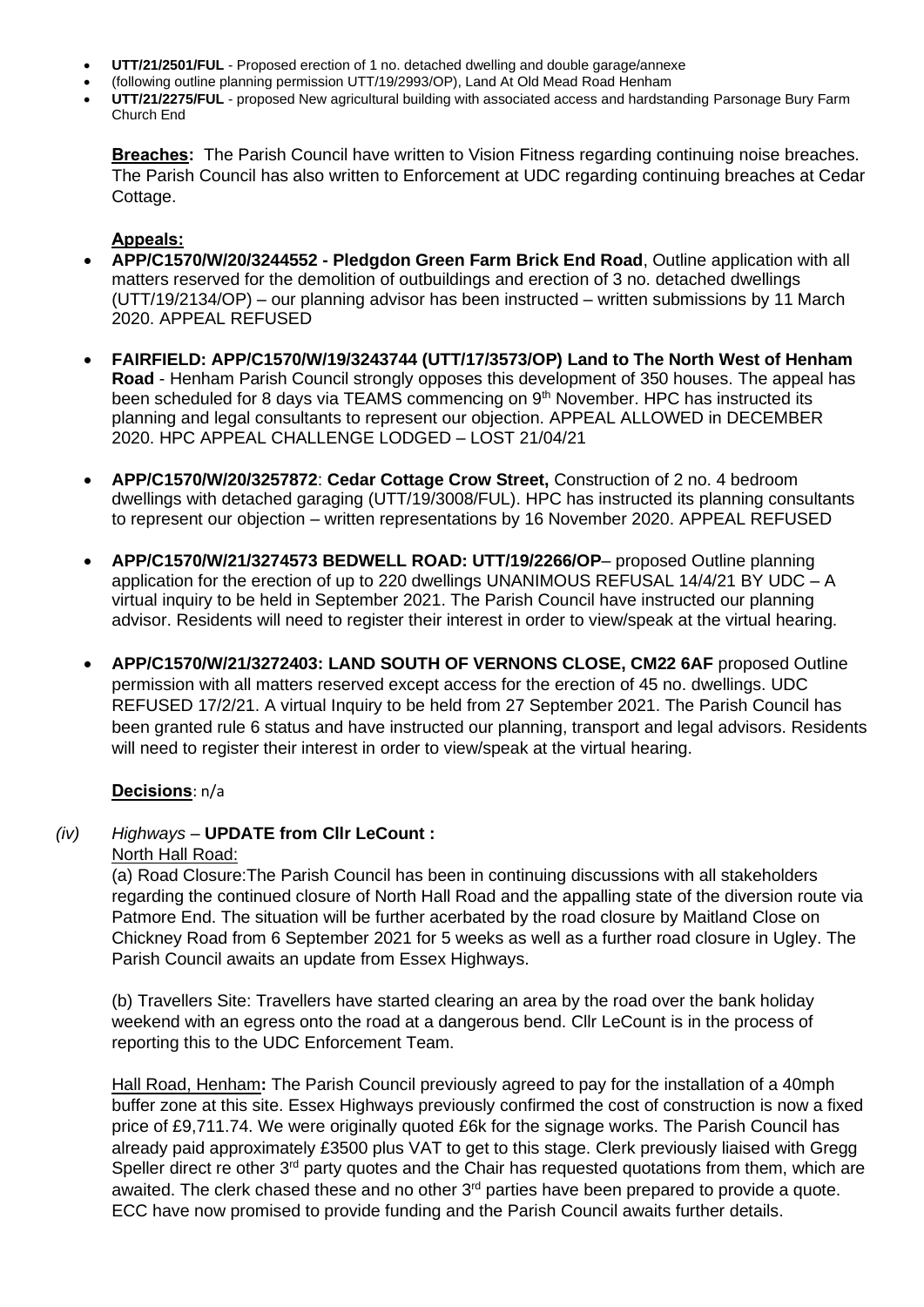- **UTT/21/2501/FUL** - Proposed erection of 1 no. detached dwelling and double garage/annexe
- (following outline planning permission UTT/19/2993/OP), Land At Old Mead Road Henham
- **UTT/21/2275/FUL** - proposed New agricultural building with associated access and hardstanding Parsonage Bury Farm Church End

**Breaches:** The Parish Council have written to Vision Fitness regarding continuing noise breaches. The Parish Council has also written to Enforcement at UDC regarding continuing breaches at Cedar Cottage.

**Appeals:**

- **APP/C1570/W/20/3244552 - Pledgdon Green Farm Brick End Road**, Outline application with all matters reserved for the demolition of outbuildings and erection of 3 no. detached dwellings (UTT/19/2134/OP) – our planning advisor has been instructed – written submissions by 11 March 2020. APPEAL REFUSED

- **FAIRFIELD: APP/C1570/W/19/3243744 (UTT/17/3573/OP) Land to The North West of Henham Road** - Henham Parish Council strongly opposes this development of 350 houses. The appeal has been scheduled for 8 days via TEAMS commencing on 9th November. HPC has instructed its planning and legal consultants to represent our objection. APPEAL ALLOWED in DECEMBER 2020. HPC APPEAL CHALLENGE LODGED – LOST 21/04/21

- **APP/C1570/W/20/3257872**: **Cedar Cottage Crow Street,** Construction of 2 no. 4 bedroom dwellings with detached garaging (UTT/19/3008/FUL). HPC has instructed its planning consultants to represent our objection – written representations by 16 November 2020. APPEAL REFUSED

- **APP/C1570/W/21/3274573 BEDWELL ROAD: UTT/19/2266/OP**– proposed Outline planning application for the erection of up to 220 dwellings UNANIMOUS REFUSAL 14/4/21 BY UDC – A virtual inquiry to be held in September 2021. The Parish Council have instructed our planning advisor. Residents will need to register their interest in order to view/speak at the virtual hearing.

- **APP/C1570/W/21/3272403: LAND SOUTH OF VERNONS CLOSE, CM22 6AF** proposed Outline permission with all matters reserved except access for the erection of 45 no. dwellings. UDC REFUSED 17/2/21. A virtual Inquiry to be held from 27 September 2021. The Parish Council has been granted rule 6 status and have instructed our planning, transport and legal advisors. Residents will need to register their interest in order to view/speak at the virtual hearing.

**Decisions**: n/a

*(iv)* *Highways* – **UPDATE from Cllr LeCount :**

North Hall Road:

(a) Road Closure:The Parish Council has been in continuing discussions with all stakeholders regarding the continued closure of North Hall Road and the appalling state of the diversion route via Patmore End. The situation will be further acerbated by the road closure by Maitland Close on Chickney Road from 6 September 2021 for 5 weeks as well as a further road closure in Ugley. The Parish Council awaits an update from Essex Highways.

(b) Travellers Site: Travellers have started clearing an area by the road over the bank holiday weekend with an egress onto the road at a dangerous bend. Cllr LeCount is in the process of reporting this to the UDC Enforcement Team.

Hall Road, Henham**:** The Parish Council previously agreed to pay for the installation of a 40mph buffer zone at this site. Essex Highways previously confirmed the cost of construction is now a fixed price of £9,711.74. We were originally quoted £6k for the signage works. The Parish Council has already paid approximately £3500 plus VAT to get to this stage. Clerk previously liaised with Gregg Speller direct re other 3rd party quotes and the Chair has requested quotations from them, which are awaited. The clerk chased these and no other 3rd parties have been prepared to provide a quote. ECC have now promised to provide funding and the Parish Council awaits further details.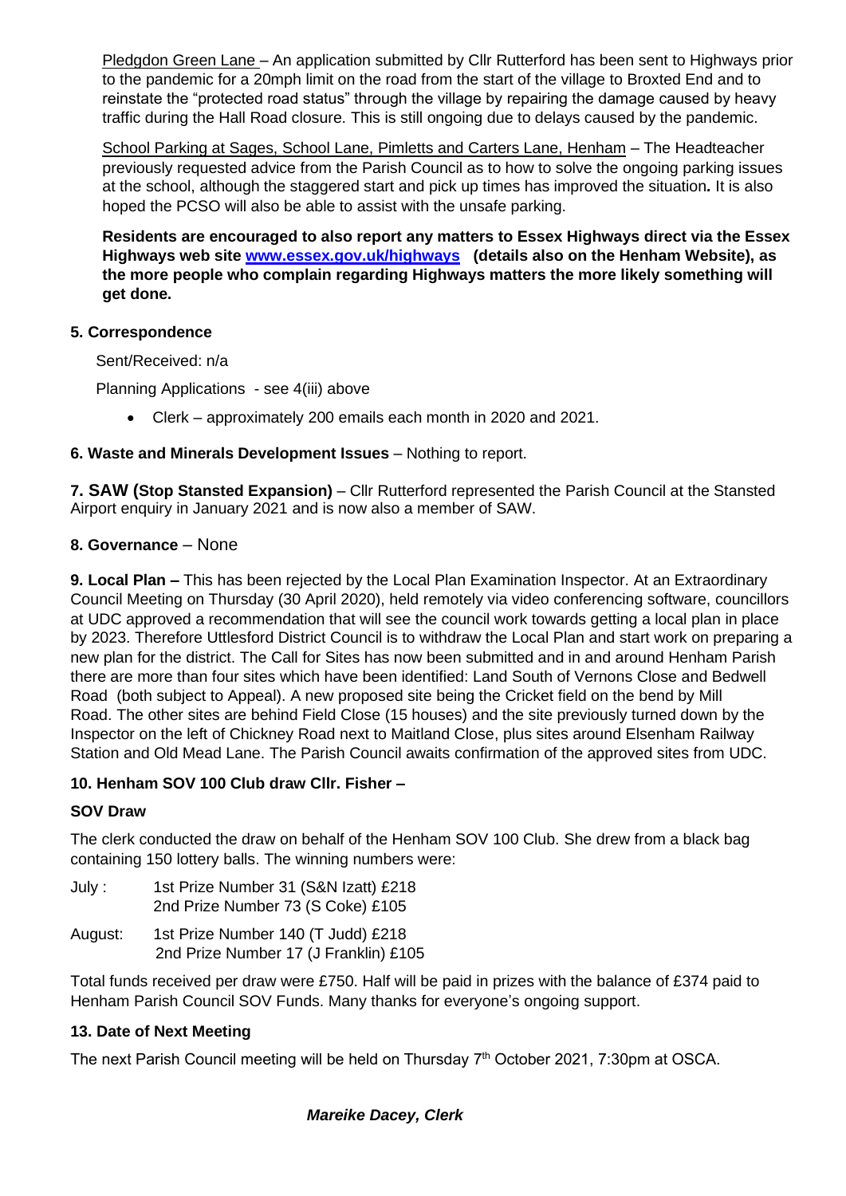Pledgdon Green Lane – An application submitted by Cllr Rutterford has been sent to Highways prior to the pandemic for a 20mph limit on the road from the start of the village to Broxted End and to reinstate the "protected road status" through the village by repairing the damage caused by heavy traffic during the Hall Road closure. This is still ongoing due to delays caused by the pandemic.

School Parking at Sages, School Lane, Pimletts and Carters Lane, Henham – The Headteacher previously requested advice from the Parish Council as to how to solve the ongoing parking issues at the school, although the staggered start and pick up times has improved the situation**.** It is also hoped the PCSO will also be able to assist with the unsafe parking.

**Residents are encouraged to also report any matters to Essex Highways direct via the Essex Highways web site www.essex.gov.uk/highways (details also on the Henham Website), as the more people who complain regarding Highways matters the more likely something will get done.**

**5. Correspondence**

Sent/Received: n/a

Planning Applications - see 4(iii) above

- Clerk – approximately 200 emails each month in 2020 and 2021.

**6. Waste and Minerals Development Issues** – Nothing to report.

**7. SAW (Stop Stansted Expansion)** – Cllr Rutterford represented the Parish Council at the Stansted Airport enquiry in January 2021 and is now also a member of SAW.

**8. Governance** – None

**9. Local Plan –** This has been rejected by the Local Plan Examination Inspector. At an Extraordinary Council Meeting on Thursday (30 April 2020), held remotely via video conferencing software, councillors at UDC approved a recommendation that will see the council work towards getting a local plan in place by 2023. Therefore Uttlesford District Council is to withdraw the Local Plan and start work on preparing a new plan for the district. The Call for Sites has now been submitted and in and around Henham Parish there are more than four sites which have been identified: Land South of Vernons Close and Bedwell Road (both subject to Appeal). A new proposed site being the Cricket field on the bend by Mill Road. The other sites are behind Field Close (15 houses) and the site previously turned down by the Inspector on the left of Chickney Road next to Maitland Close, plus sites around Elsenham Railway Station and Old Mead Lane. The Parish Council awaits confirmation of the approved sites from UDC.

**10. Henham SOV 100 Club draw Cllr. Fisher –**

**SOV Draw**

The clerk conducted the draw on behalf of the Henham SOV 100 Club. She drew from a black bag containing 150 lottery balls. The winning numbers were:

July : 1st Prize Number 31 (S&N Izatt) £218
2nd Prize Number 73 (S Coke) £105

August: 1st Prize Number 140 (T Judd) £218
2nd Prize Number 17 (J Franklin) £105

Total funds received per draw were £750. Half will be paid in prizes with the balance of £374 paid to Henham Parish Council SOV Funds. Many thanks for everyone's ongoing support.

**13. Date of Next Meeting**

The next Parish Council meeting will be held on Thursday 7th October 2021, 7:30pm at OSCA.

***Mareike Dacey, Clerk***